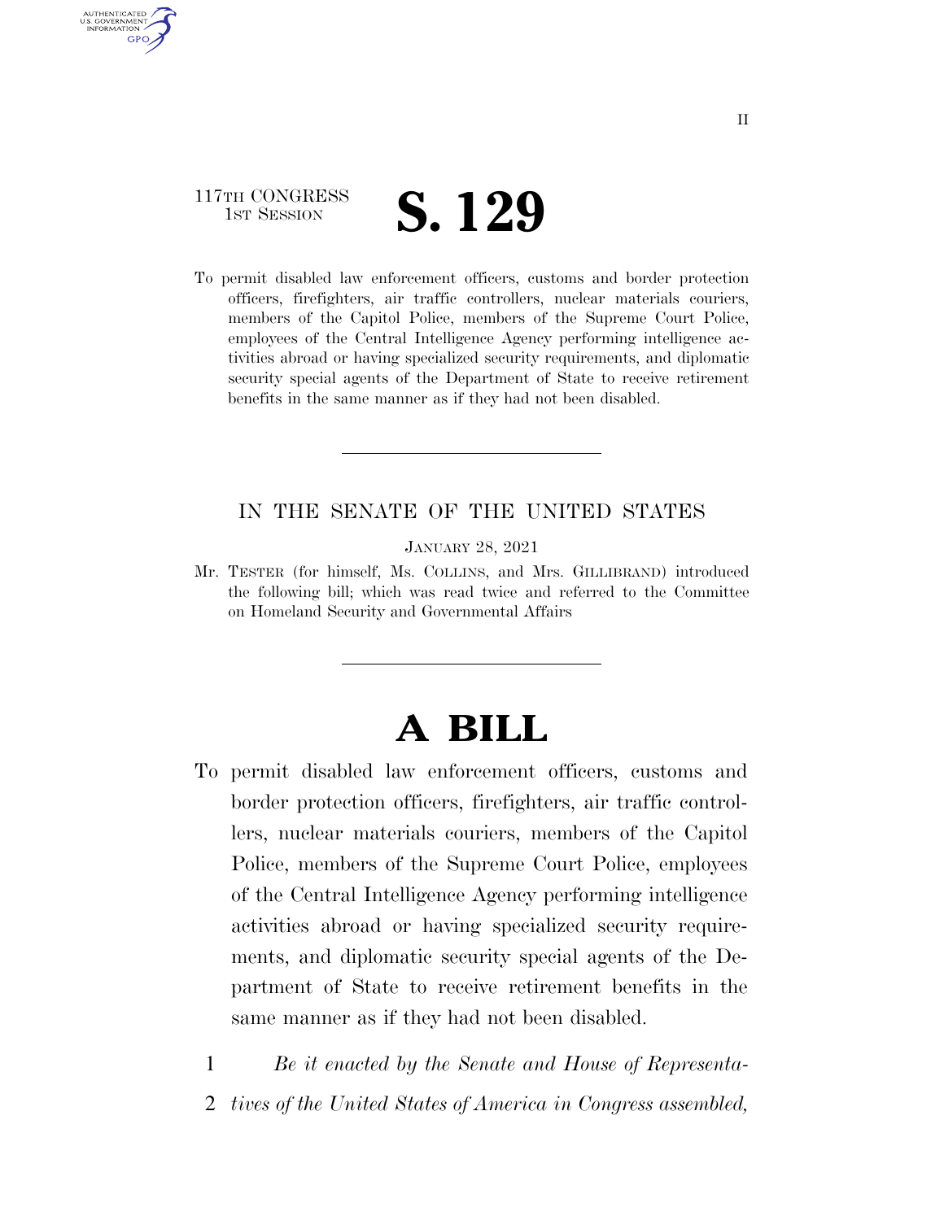117TH CONGRESS
1ST SESSION

# S. 129

To permit disabled law enforcement officers, customs and border protection officers, firefighters, air traffic controllers, nuclear materials couriers, members of the Capitol Police, members of the Supreme Court Police, employees of the Central Intelligence Agency performing intelligence activities abroad or having specialized security requirements, and diplomatic security special agents of the Department of State to receive retirement benefits in the same manner as if they had not been disabled.

---

IN THE SENATE OF THE UNITED STATES

JANUARY 28, 2021

Mr. TESTER (for himself, Ms. COLLINS, and Mrs. GILLIBRAND) introduced the following bill; which was read twice and referred to the Committee on Homeland Security and Governmental Affairs

---

# A BILL

To permit disabled law enforcement officers, customs and border protection officers, firefighters, air traffic controllers, nuclear materials couriers, members of the Capitol Police, members of the Supreme Court Police, employees of the Central Intelligence Agency performing intelligence activities abroad or having specialized security requirements, and diplomatic security special agents of the Department of State to receive retirement benefits in the same manner as if they had not been disabled.

1 *Be it enacted by the Senate and House of Representa-*
2 *tives of the United States of America in Congress assembled,*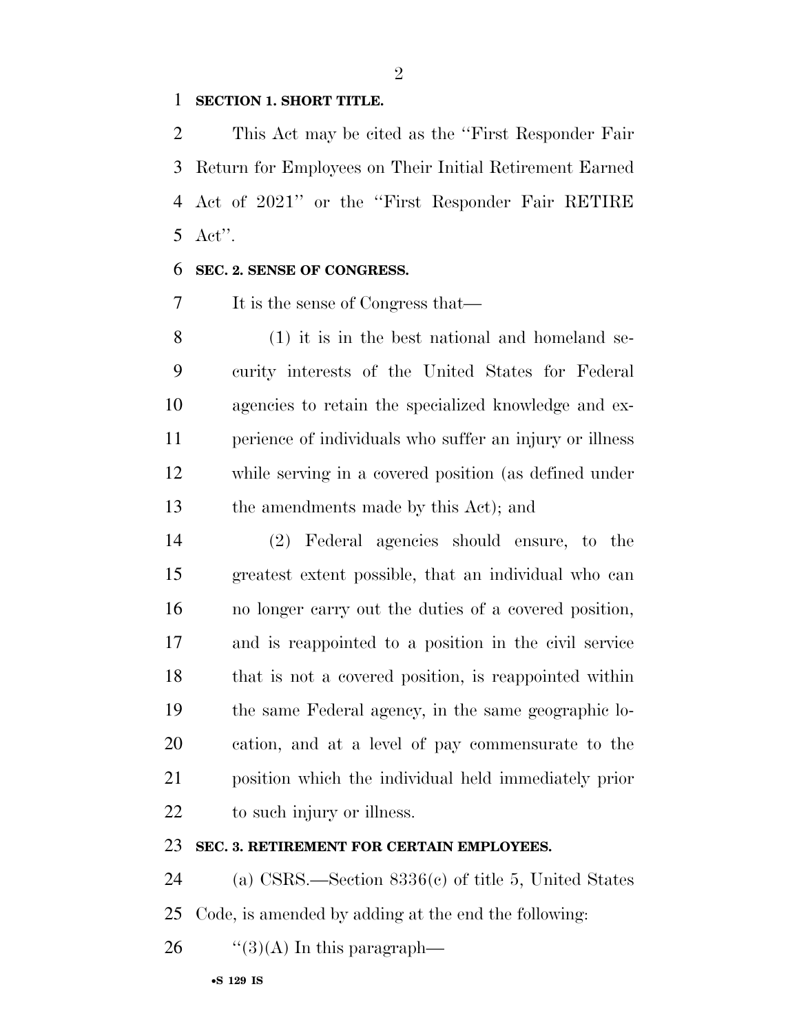**SECTION 1. SHORT TITLE.**

This Act may be cited as the ''First Responder Fair Return for Employees on Their Initial Retirement Earned Act of 2021'' or the ''First Responder Fair RETIRE Act''.

**SEC. 2. SENSE OF CONGRESS.**

It is the sense of Congress that—

(1) it is in the best national and homeland security interests of the United States for Federal agencies to retain the specialized knowledge and experience of individuals who suffer an injury or illness while serving in a covered position (as defined under the amendments made by this Act); and

(2) Federal agencies should ensure, to the greatest extent possible, that an individual who can no longer carry out the duties of a covered position, and is reappointed to a position in the civil service that is not a covered position, is reappointed within the same Federal agency, in the same geographic location, and at a level of pay commensurate to the position which the individual held immediately prior to such injury or illness.

**SEC. 3. RETIREMENT FOR CERTAIN EMPLOYEES.**

(a) CSRS.—Section 8336(c) of title 5, United States Code, is amended by adding at the end the following:

''(3)(A) In this paragraph—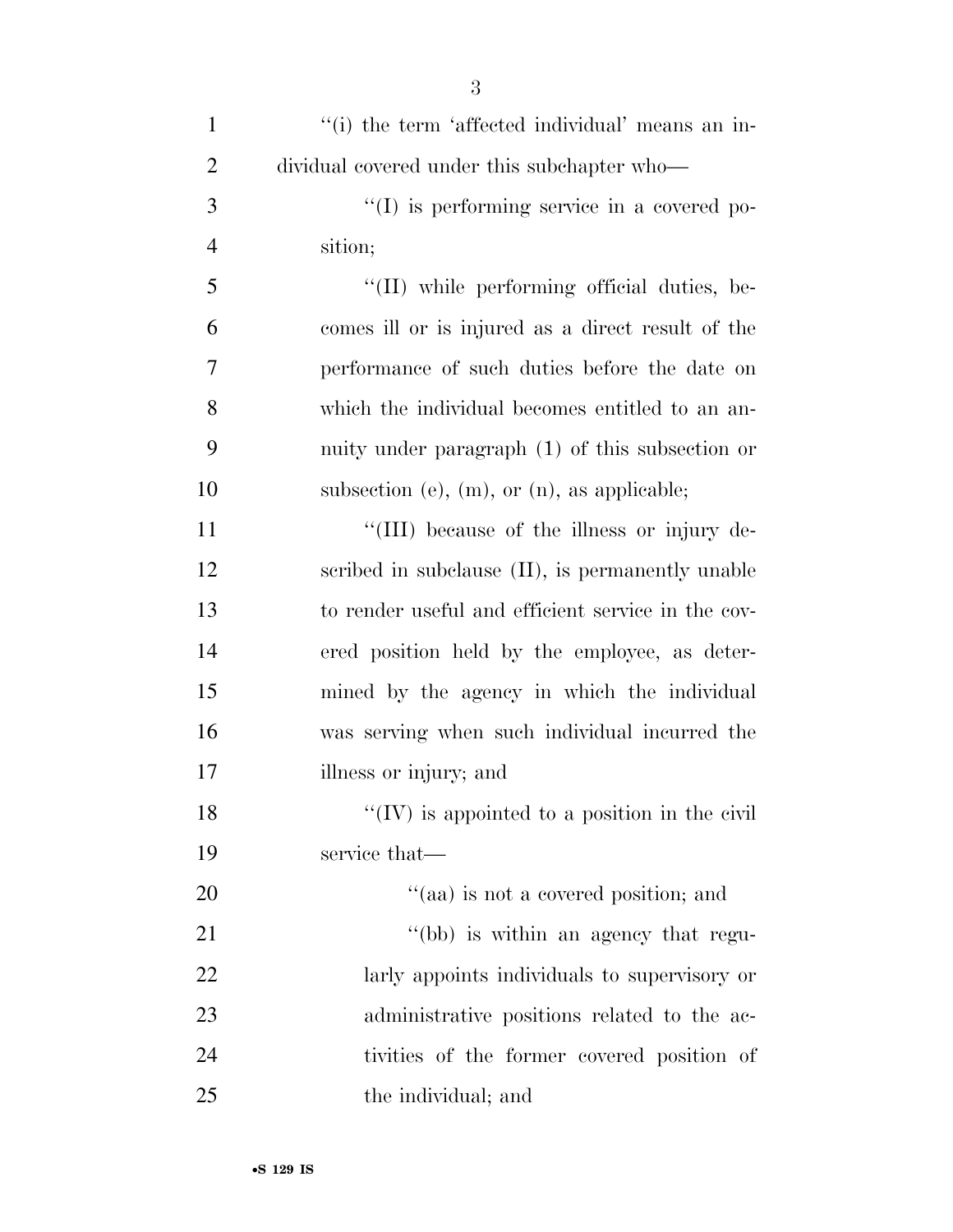''(i) the term 'affected individual' means an individual covered under this subchapter who—

''(I) is performing service in a covered position;

''(II) while performing official duties, becomes ill or is injured as a direct result of the performance of such duties before the date on which the individual becomes entitled to an annuity under paragraph (1) of this subsection or subsection (e), (m), or (n), as applicable;

''(III) because of the illness or injury described in subclause (II), is permanently unable to render useful and efficient service in the covered position held by the employee, as determined by the agency in which the individual was serving when such individual incurred the illness or injury; and

''(IV) is appointed to a position in the civil service that—

''(aa) is not a covered position; and

''(bb) is within an agency that regularly appoints individuals to supervisory or administrative positions related to the activities of the former covered position of the individual; and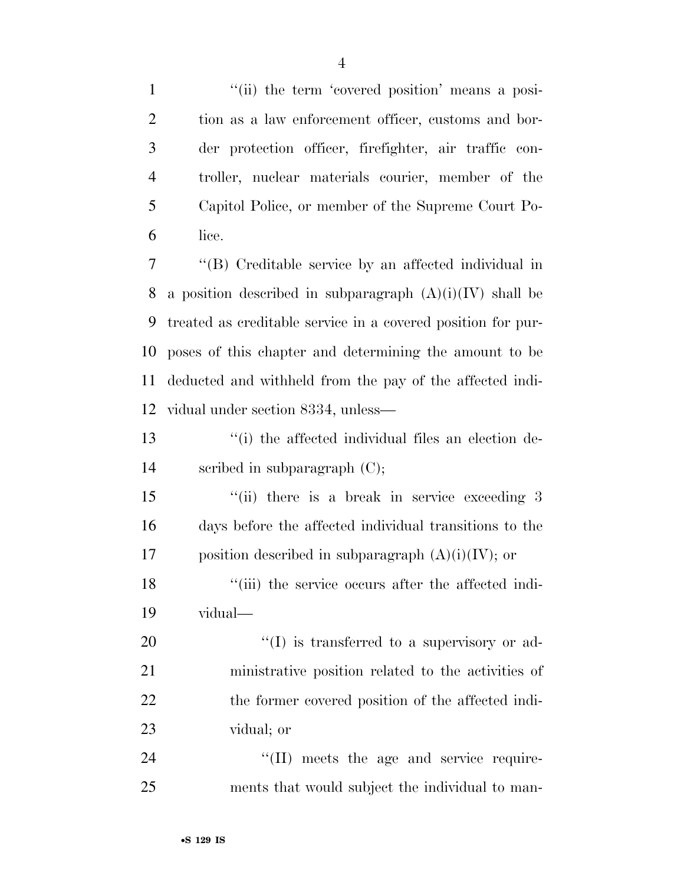"(ii) the term 'covered position' means a position as a law enforcement officer, customs and border protection officer, firefighter, air traffic controller, nuclear materials courier, member of the Capitol Police, or member of the Supreme Court Police.

"(B) Creditable service by an affected individual in a position described in subparagraph (A)(i)(IV) shall be treated as creditable service in a covered position for purposes of this chapter and determining the amount to be deducted and withheld from the pay of the affected individual under section 8334, unless—

"(i) the affected individual files an election described in subparagraph (C);

"(ii) there is a break in service exceeding 3 days before the affected individual transitions to the position described in subparagraph (A)(i)(IV); or

"(iii) the service occurs after the affected individual—

"(I) is transferred to a supervisory or administrative position related to the activities of the former covered position of the affected individual; or

"(II) meets the age and service requirements that would subject the individual to man-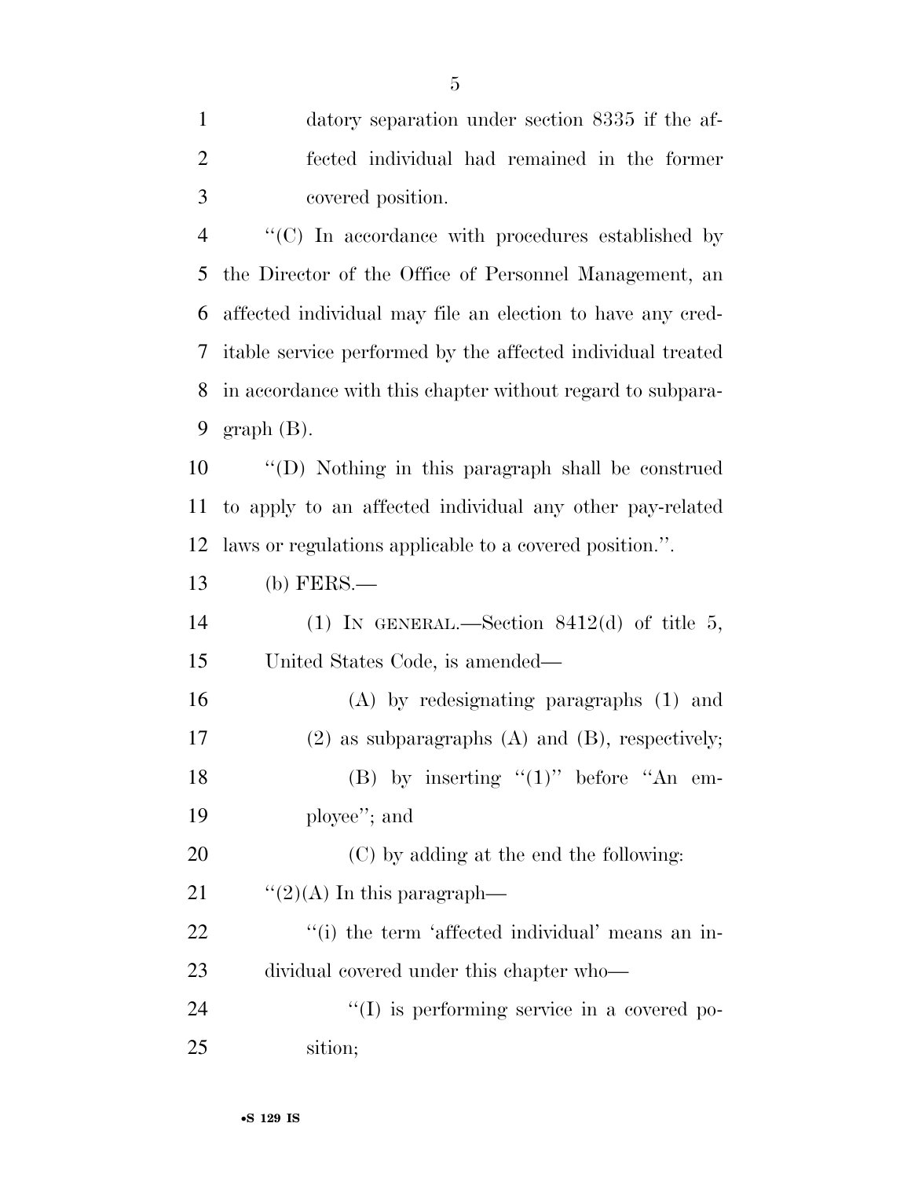datory separation under section 8335 if the affected individual had remained in the former covered position.

''(C) In accordance with procedures established by the Director of the Office of Personnel Management, an affected individual may file an election to have any creditable service performed by the affected individual treated in accordance with this chapter without regard to subparagraph (B).

''(D) Nothing in this paragraph shall be construed to apply to an affected individual any other pay-related laws or regulations applicable to a covered position.''.

(b) FERS.—

(1) IN GENERAL.—Section 8412(d) of title 5, United States Code, is amended—

(A) by redesignating paragraphs (1) and (2) as subparagraphs (A) and (B), respectively;

(B) by inserting ''(1)'' before ''An employee''; and

(C) by adding at the end the following:

''(2)(A) In this paragraph—

''(i) the term 'affected individual' means an individual covered under this chapter who—

''(I) is performing service in a covered position;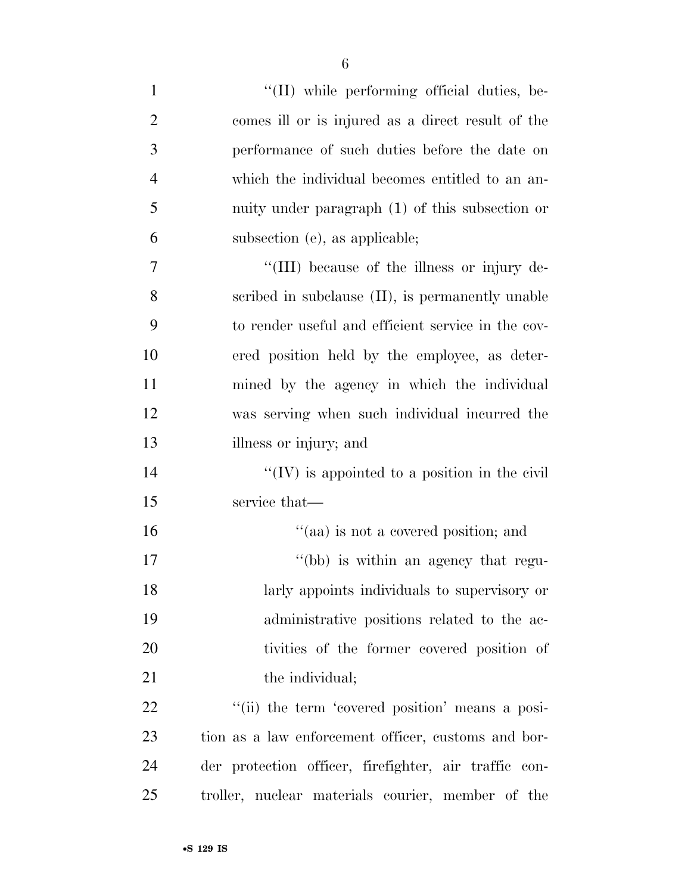"(II) while performing official duties, becomes ill or is injured as a direct result of the performance of such duties before the date on which the individual becomes entitled to an annuity under paragraph (1) of this subsection or subsection (e), as applicable;

"(III) because of the illness or injury described in subclause (II), is permanently unable to render useful and efficient service in the covered position held by the employee, as determined by the agency in which the individual was serving when such individual incurred the illness or injury; and

"(IV) is appointed to a position in the civil service that—

"(aa) is not a covered position; and

"(bb) is within an agency that regularly appoints individuals to supervisory or administrative positions related to the activities of the former covered position of the individual;

"(ii) the term 'covered position' means a position as a law enforcement officer, customs and border protection officer, firefighter, air traffic controller, nuclear materials courier, member of the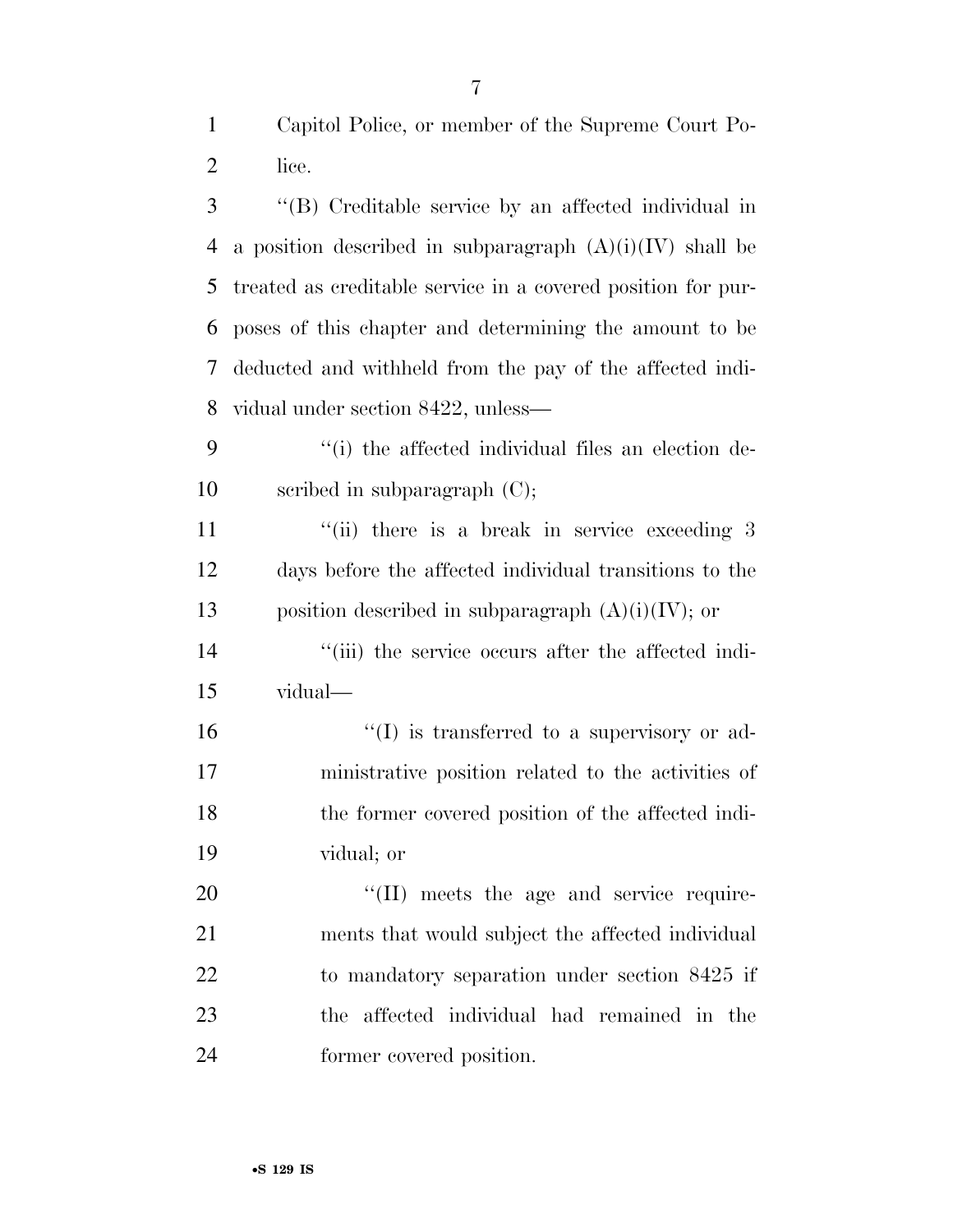Capitol Police, or member of the Supreme Court Police.

''(B) Creditable service by an affected individual in a position described in subparagraph (A)(i)(IV) shall be treated as creditable service in a covered position for purposes of this chapter and determining the amount to be deducted and withheld from the pay of the affected individual under section 8422, unless—

''(i) the affected individual files an election described in subparagraph (C);

''(ii) there is a break in service exceeding 3 days before the affected individual transitions to the position described in subparagraph (A)(i)(IV); or

''(iii) the service occurs after the affected individual—

''(I) is transferred to a supervisory or administrative position related to the activities of the former covered position of the affected individual; or

''(II) meets the age and service requirements that would subject the affected individual to mandatory separation under section 8425 if the affected individual had remained in the former covered position.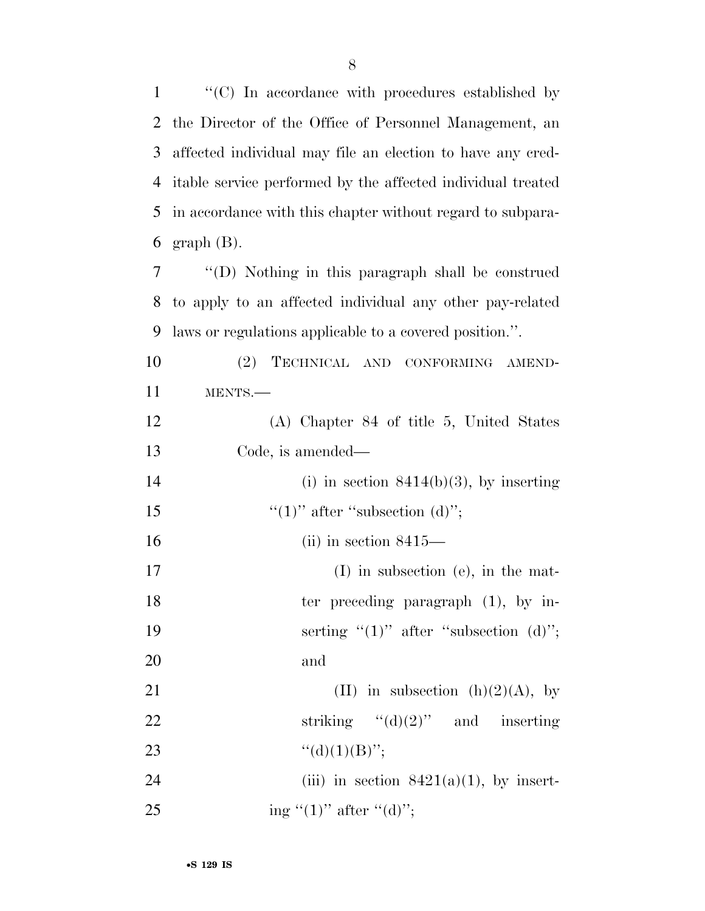''(C) In accordance with procedures established by the Director of the Office of Personnel Management, an affected individual may file an election to have any creditable service performed by the affected individual treated in accordance with this chapter without regard to subparagraph (B).

''(D) Nothing in this paragraph shall be construed to apply to an affected individual any other pay-related laws or regulations applicable to a covered position.''.

(2) TECHNICAL AND CONFORMING AMENDMENTS.—

(A) Chapter 84 of title 5, United States Code, is amended—

(i) in section 8414(b)(3), by inserting ''(1)'' after ''subsection (d)'';

(ii) in section 8415—

(I) in subsection (e), in the matter preceding paragraph (1), by inserting ''(1)'' after ''subsection (d)''; and

(II) in subsection (h)(2)(A), by striking ''(d)(2)'' and inserting ''(d)(1)(B)'';

(iii) in section 8421(a)(1), by inserting ''(1)'' after ''(d)'';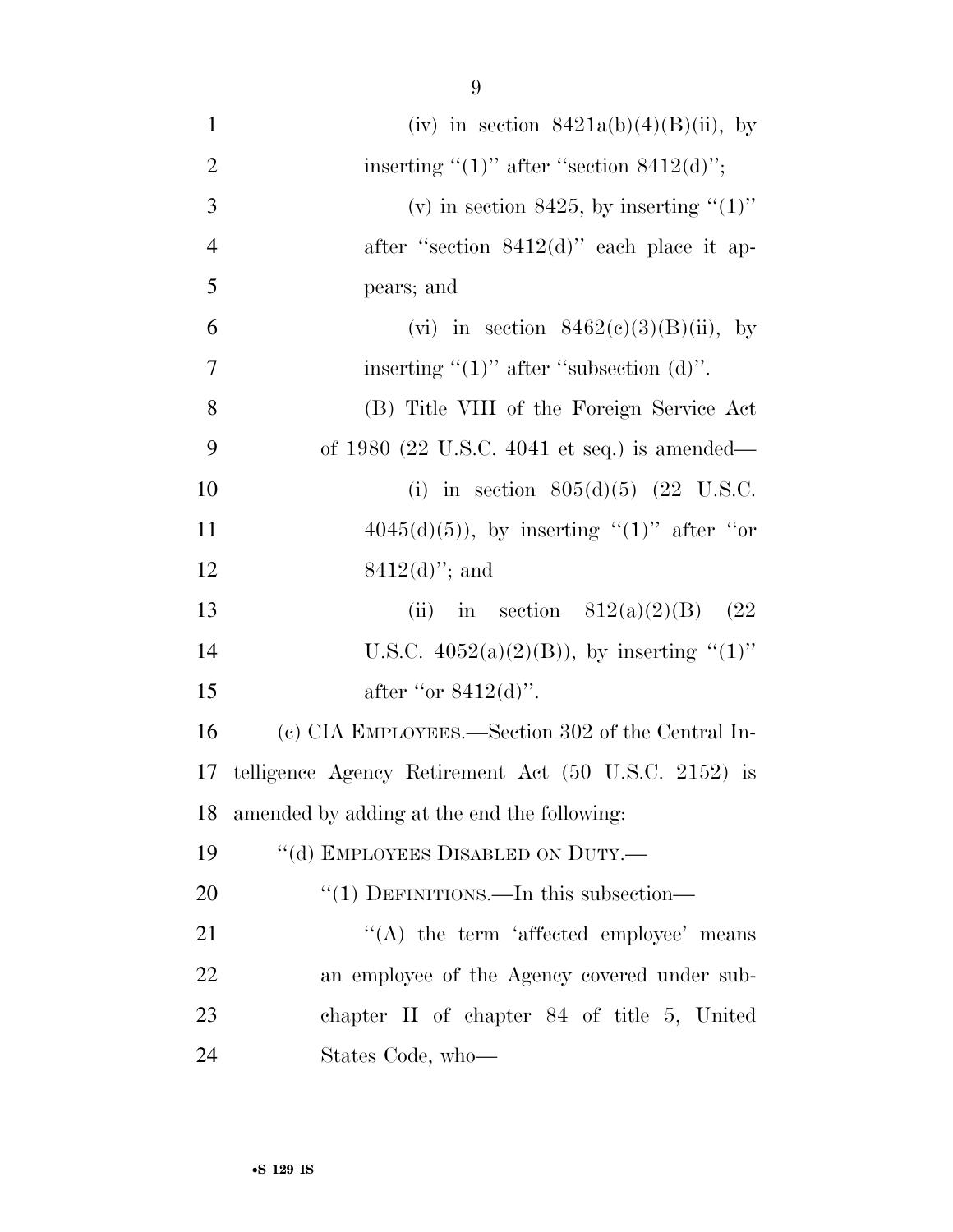(iv) in section 8421a(b)(4)(B)(ii), by inserting "(1)" after "section 8412(d)";

(v) in section 8425, by inserting "(1)" after "section 8412(d)" each place it appears; and

(vi) in section 8462(c)(3)(B)(ii), by inserting "(1)" after "subsection (d)".

(B) Title VIII of the Foreign Service Act of 1980 (22 U.S.C. 4041 et seq.) is amended—

(i) in section 805(d)(5) (22 U.S.C. 4045(d)(5)), by inserting "(1)" after "or 8412(d)"; and

(ii) in section 812(a)(2)(B) (22 U.S.C. 4052(a)(2)(B)), by inserting "(1)" after "or 8412(d)".

(c) CIA EMPLOYEES.—Section 302 of the Central Intelligence Agency Retirement Act (50 U.S.C. 2152) is amended by adding at the end the following:

"(d) EMPLOYEES DISABLED ON DUTY.—

"(1) DEFINITIONS.—In this subsection—

"(A) the term 'affected employee' means an employee of the Agency covered under subchapter II of chapter 84 of title 5, United States Code, who—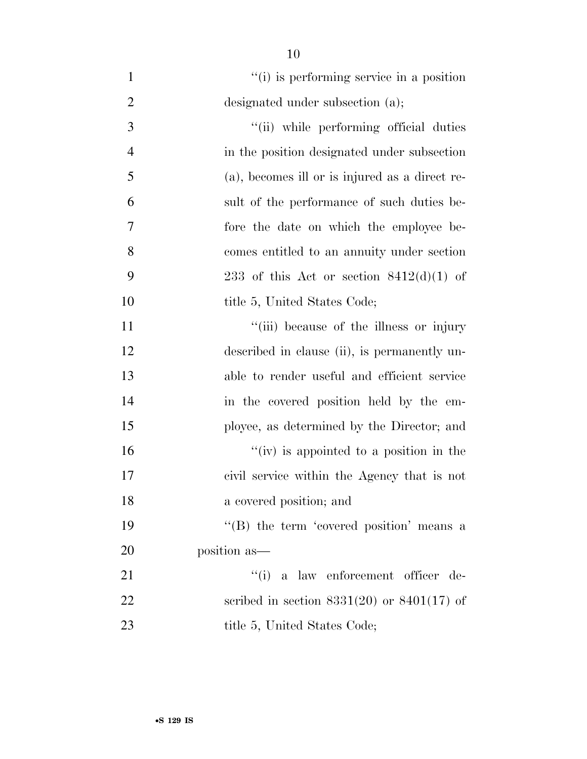"(i) is performing service in a position designated under subsection (a);

"(ii) while performing official duties in the position designated under subsection (a), becomes ill or is injured as a direct result of the performance of such duties before the date on which the employee becomes entitled to an annuity under section 233 of this Act or section 8412(d)(1) of title 5, United States Code;

"(iii) because of the illness or injury described in clause (ii), is permanently unable to render useful and efficient service in the covered position held by the employee, as determined by the Director; and

"(iv) is appointed to a position in the civil service within the Agency that is not a covered position; and

"(B) the term 'covered position' means a position as—

"(i) a law enforcement officer described in section 8331(20) or 8401(17) of title 5, United States Code;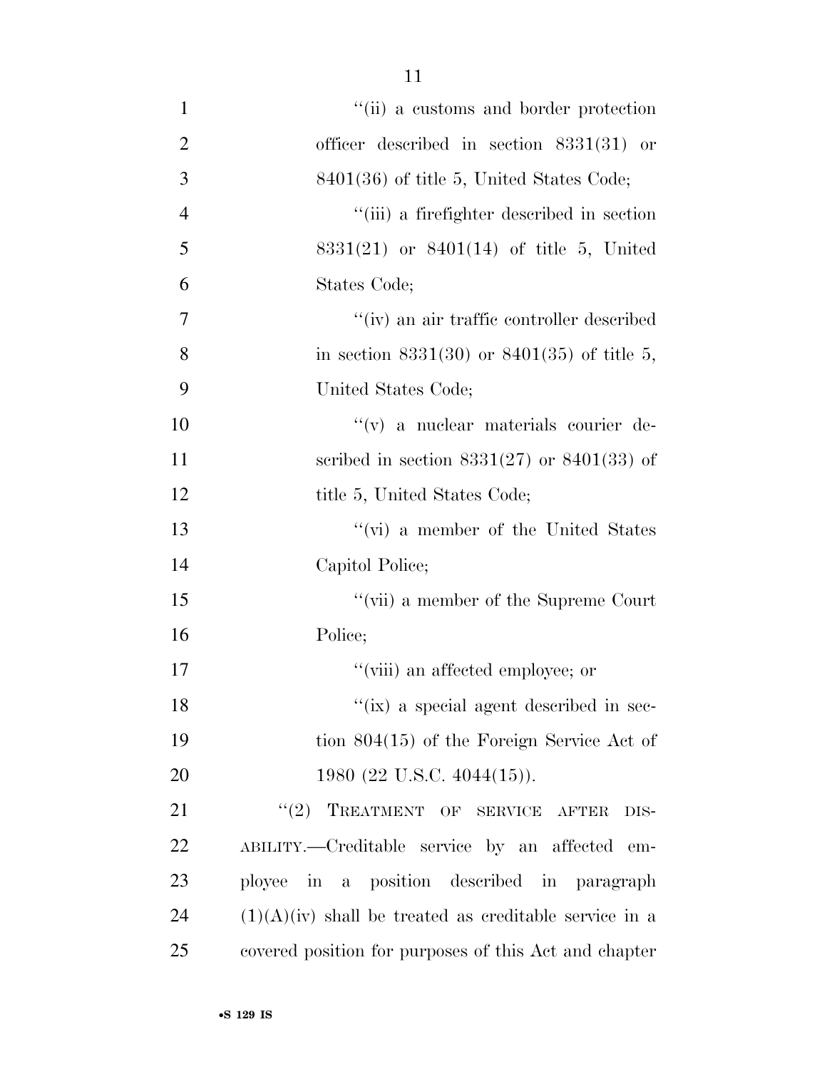"(ii) a customs and border protection officer described in section 8331(31) or 8401(36) of title 5, United States Code;

"(iii) a firefighter described in section 8331(21) or 8401(14) of title 5, United States Code;

"(iv) an air traffic controller described in section 8331(30) or 8401(35) of title 5, United States Code;

"(v) a nuclear materials courier described in section 8331(27) or 8401(33) of title 5, United States Code;

"(vi) a member of the United States Capitol Police;

"(vii) a member of the Supreme Court Police;

"(viii) an affected employee; or

"(ix) a special agent described in section 804(15) of the Foreign Service Act of 1980 (22 U.S.C. 4044(15)).

"(2) TREATMENT OF SERVICE AFTER DISABILITY.—Creditable service by an affected employee in a position described in paragraph (1)(A)(iv) shall be treated as creditable service in a covered position for purposes of this Act and chapter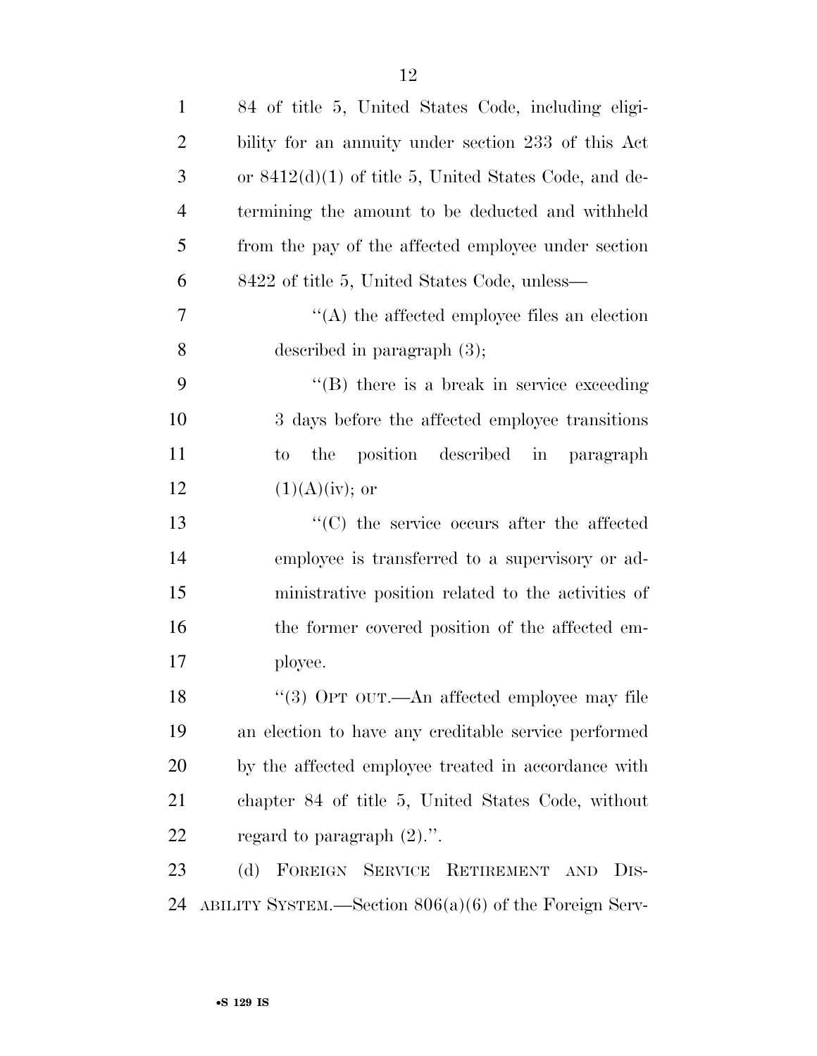84 of title 5, United States Code, including eligibility for an annuity under section 233 of this Act or 8412(d)(1) of title 5, United States Code, and determining the amount to be deducted and withheld from the pay of the affected employee under section 8422 of title 5, United States Code, unless—

"(A) the affected employee files an election described in paragraph (3);

"(B) there is a break in service exceeding 3 days before the affected employee transitions to the position described in paragraph (1)(A)(iv); or

"(C) the service occurs after the affected employee is transferred to a supervisory or administrative position related to the activities of the former covered position of the affected employee.

"(3) OPT OUT.—An affected employee may file an election to have any creditable service performed by the affected employee treated in accordance with chapter 84 of title 5, United States Code, without regard to paragraph (2).".

(d) FOREIGN SERVICE RETIREMENT AND DISABILITY SYSTEM.—Section 806(a)(6) of the Foreign Serv-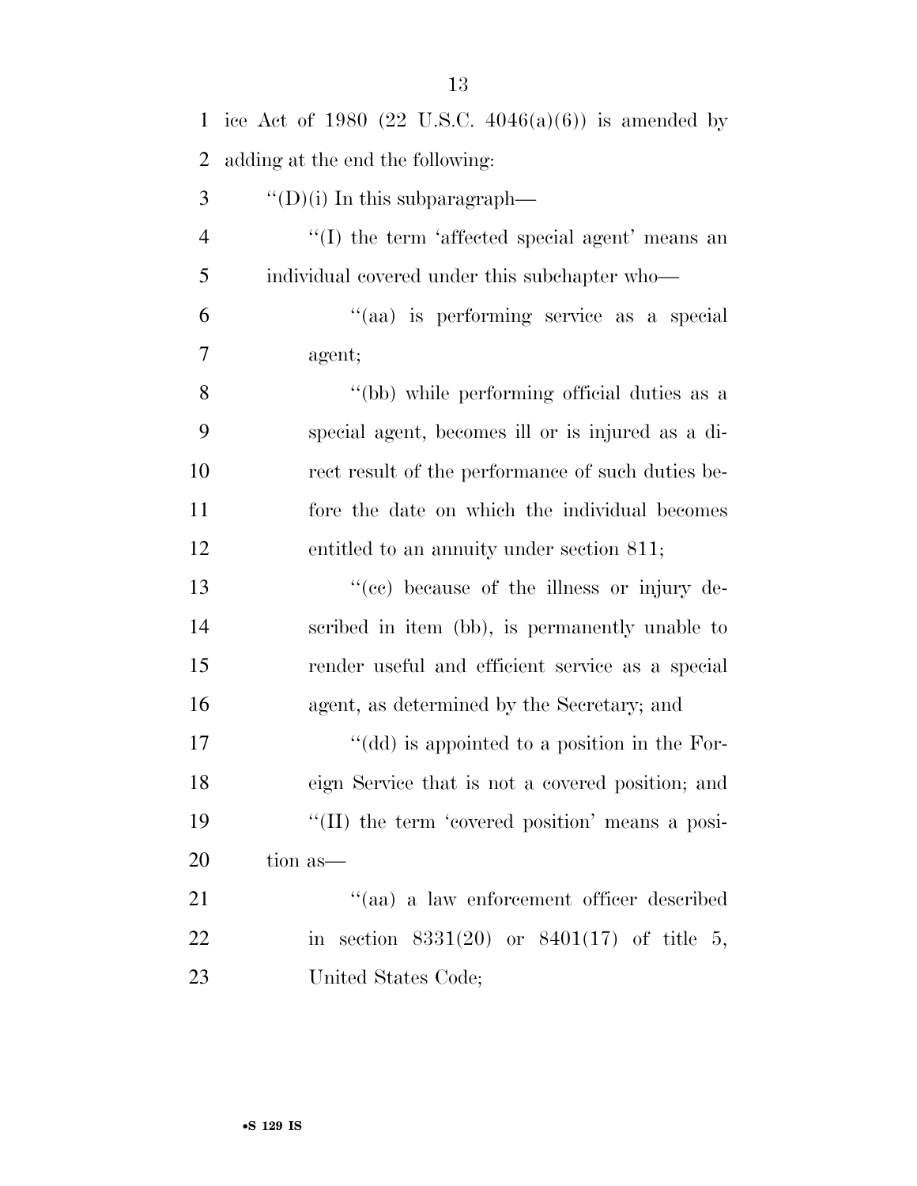ice Act of 1980 (22 U.S.C. 4046(a)(6)) is amended by adding at the end the following:

"(D)(i) In this subparagraph—

"(I) the term 'affected special agent' means an individual covered under this subchapter who—

"(aa) is performing service as a special agent;

"(bb) while performing official duties as a special agent, becomes ill or is injured as a direct result of the performance of such duties before the date on which the individual becomes entitled to an annuity under section 811;

"(cc) because of the illness or injury described in item (bb), is permanently unable to render useful and efficient service as a special agent, as determined by the Secretary; and

"(dd) is appointed to a position in the Foreign Service that is not a covered position; and

"(II) the term 'covered position' means a position as—

"(aa) a law enforcement officer described in section 8331(20) or 8401(17) of title 5, United States Code;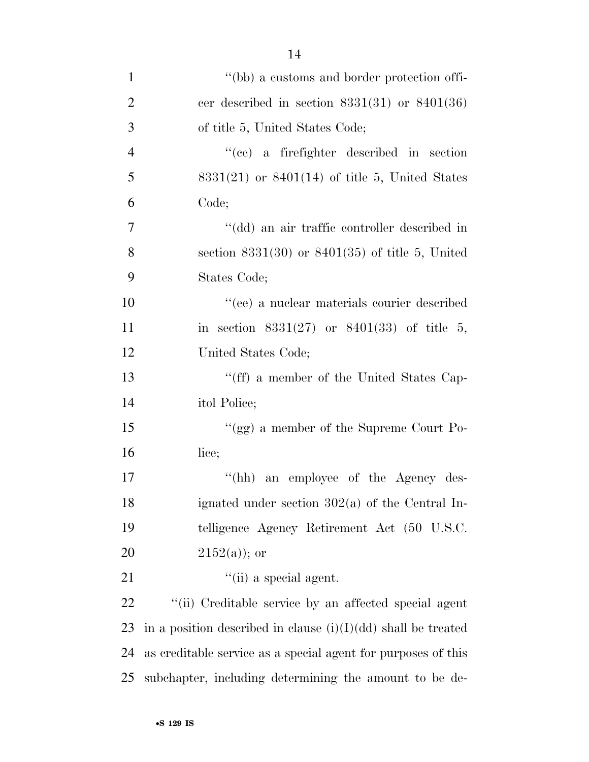"(bb) a customs and border protection officer described in section 8331(31) or 8401(36) of title 5, United States Code;

"(cc) a firefighter described in section 8331(21) or 8401(14) of title 5, United States Code;

"(dd) an air traffic controller described in section 8331(30) or 8401(35) of title 5, United States Code;

"(ee) a nuclear materials courier described in section 8331(27) or 8401(33) of title 5, United States Code;

"(ff) a member of the United States Capitol Police;

"(gg) a member of the Supreme Court Police;

"(hh) an employee of the Agency designated under section 302(a) of the Central Intelligence Agency Retirement Act (50 U.S.C. 2152(a)); or

"(ii) a special agent.

"(ii) Creditable service by an affected special agent in a position described in clause (i)(I)(dd) shall be treated as creditable service as a special agent for purposes of this subchapter, including determining the amount to be de-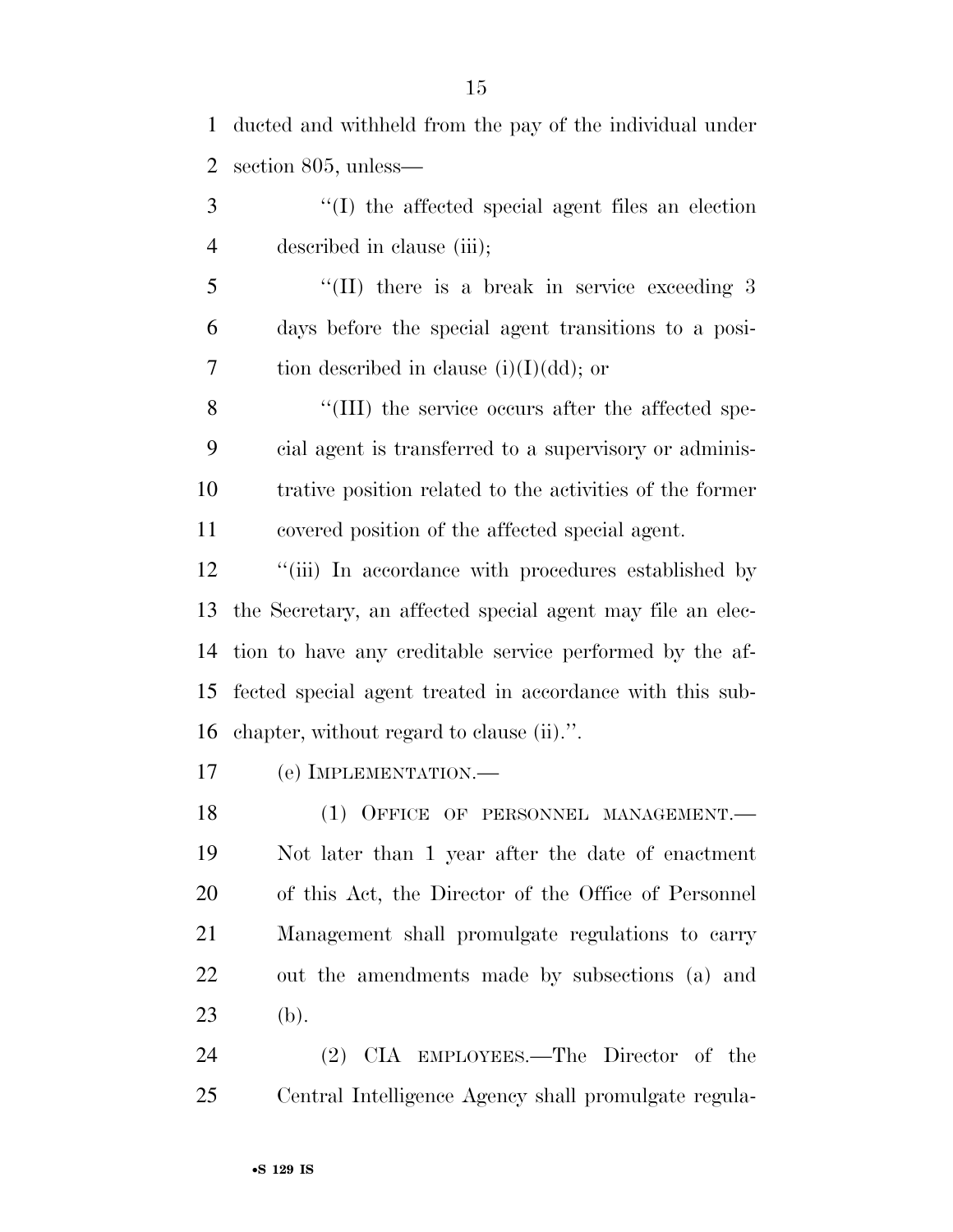ducted and withheld from the pay of the individual under section 805, unless—

''(I) the affected special agent files an election described in clause (iii);

''(II) there is a break in service exceeding 3 days before the special agent transitions to a position described in clause (i)(I)(dd); or

''(III) the service occurs after the affected special agent is transferred to a supervisory or administrative position related to the activities of the former covered position of the affected special agent.

''(iii) In accordance with procedures established by the Secretary, an affected special agent may file an election to have any creditable service performed by the affected special agent treated in accordance with this subchapter, without regard to clause (ii).''.

(e) IMPLEMENTATION.—

(1) OFFICE OF PERSONNEL MANAGEMENT.— Not later than 1 year after the date of enactment of this Act, the Director of the Office of Personnel Management shall promulgate regulations to carry out the amendments made by subsections (a) and (b).

(2) CIA EMPLOYEES.—The Director of the Central Intelligence Agency shall promulgate regula-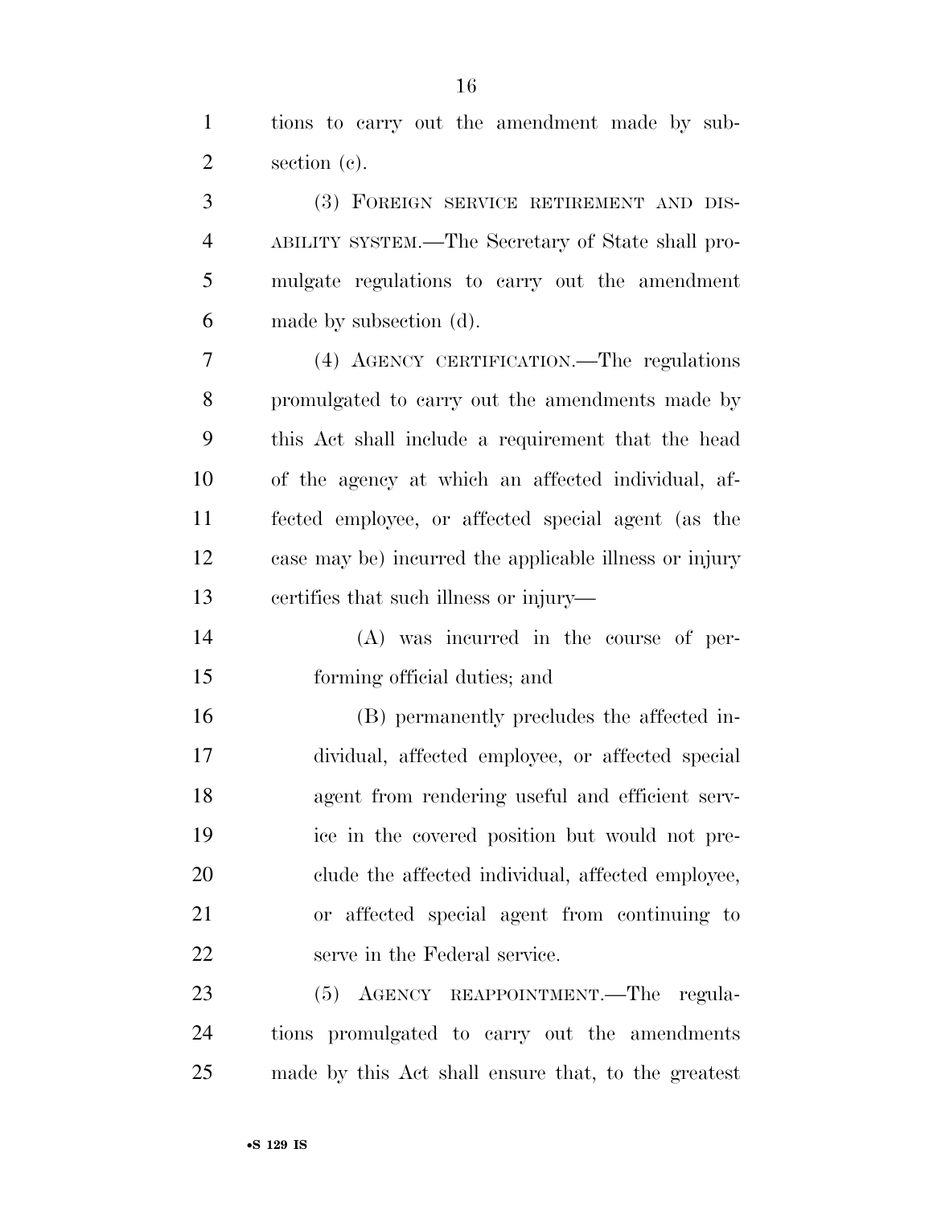tions to carry out the amendment made by subsection (c).

(3) FOREIGN SERVICE RETIREMENT AND DISABILITY SYSTEM.—The Secretary of State shall promulgate regulations to carry out the amendment made by subsection (d).

(4) AGENCY CERTIFICATION.—The regulations promulgated to carry out the amendments made by this Act shall include a requirement that the head of the agency at which an affected individual, affected employee, or affected special agent (as the case may be) incurred the applicable illness or injury certifies that such illness or injury—

(A) was incurred in the course of performing official duties; and

(B) permanently precludes the affected individual, affected employee, or affected special agent from rendering useful and efficient service in the covered position but would not preclude the affected individual, affected employee, or affected special agent from continuing to serve in the Federal service.

(5) AGENCY REAPPOINTMENT.—The regulations promulgated to carry out the amendments made by this Act shall ensure that, to the greatest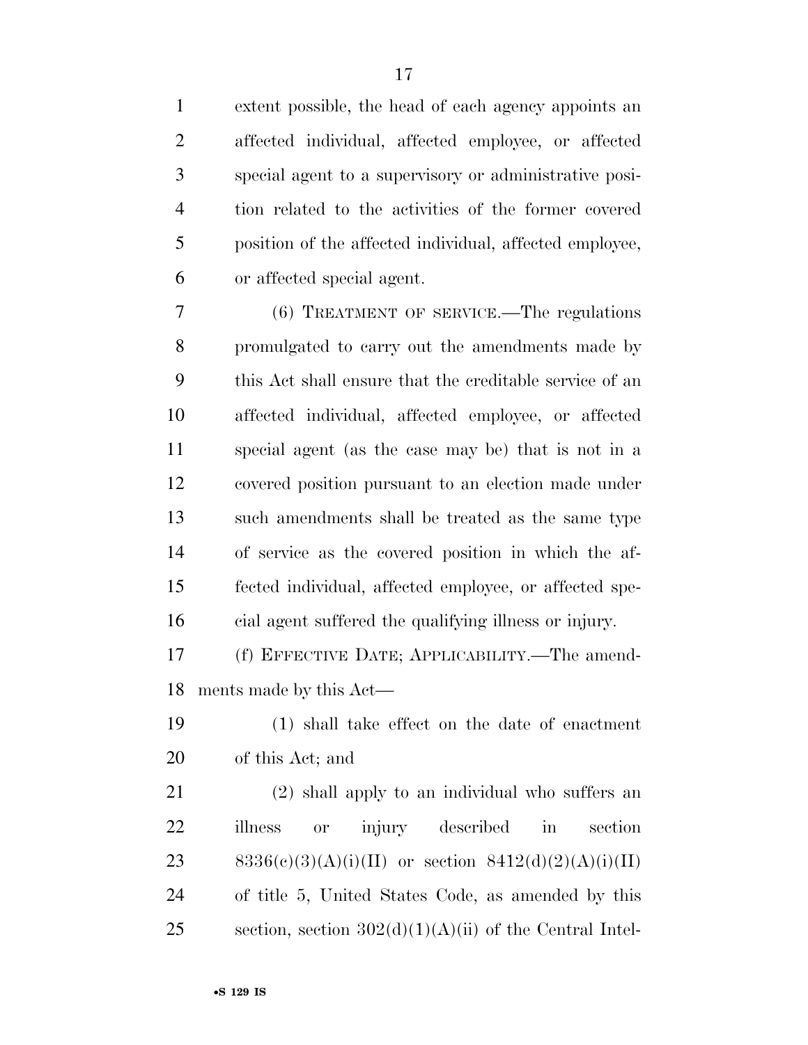extent possible, the head of each agency appoints an affected individual, affected employee, or affected special agent to a supervisory or administrative position related to the activities of the former covered position of the affected individual, affected employee, or affected special agent.

(6) TREATMENT OF SERVICE.—The regulations promulgated to carry out the amendments made by this Act shall ensure that the creditable service of an affected individual, affected employee, or affected special agent (as the case may be) that is not in a covered position pursuant to an election made under such amendments shall be treated as the same type of service as the covered position in which the affected individual, affected employee, or affected special agent suffered the qualifying illness or injury.

(f) EFFECTIVE DATE; APPLICABILITY.—The amendments made by this Act—

(1) shall take effect on the date of enactment of this Act; and

(2) shall apply to an individual who suffers an illness or injury described in section 8336(c)(3)(A)(i)(II) or section 8412(d)(2)(A)(i)(II) of title 5, United States Code, as amended by this section, section 302(d)(1)(A)(ii) of the Central Intel-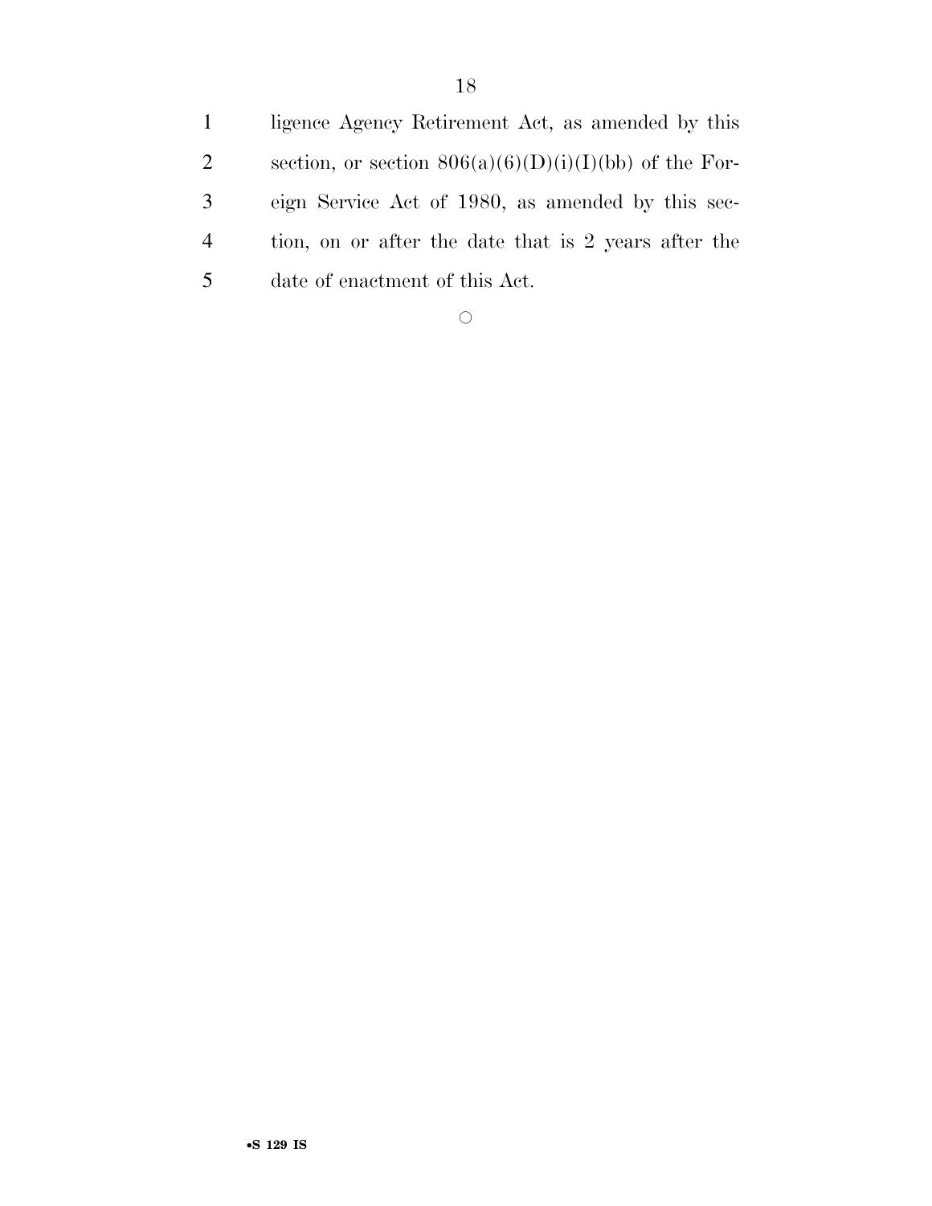ligence Agency Retirement Act, as amended by this section, or section 806(a)(6)(D)(i)(I)(bb) of the Foreign Service Act of 1980, as amended by this section, on or after the date that is 2 years after the date of enactment of this Act.

○